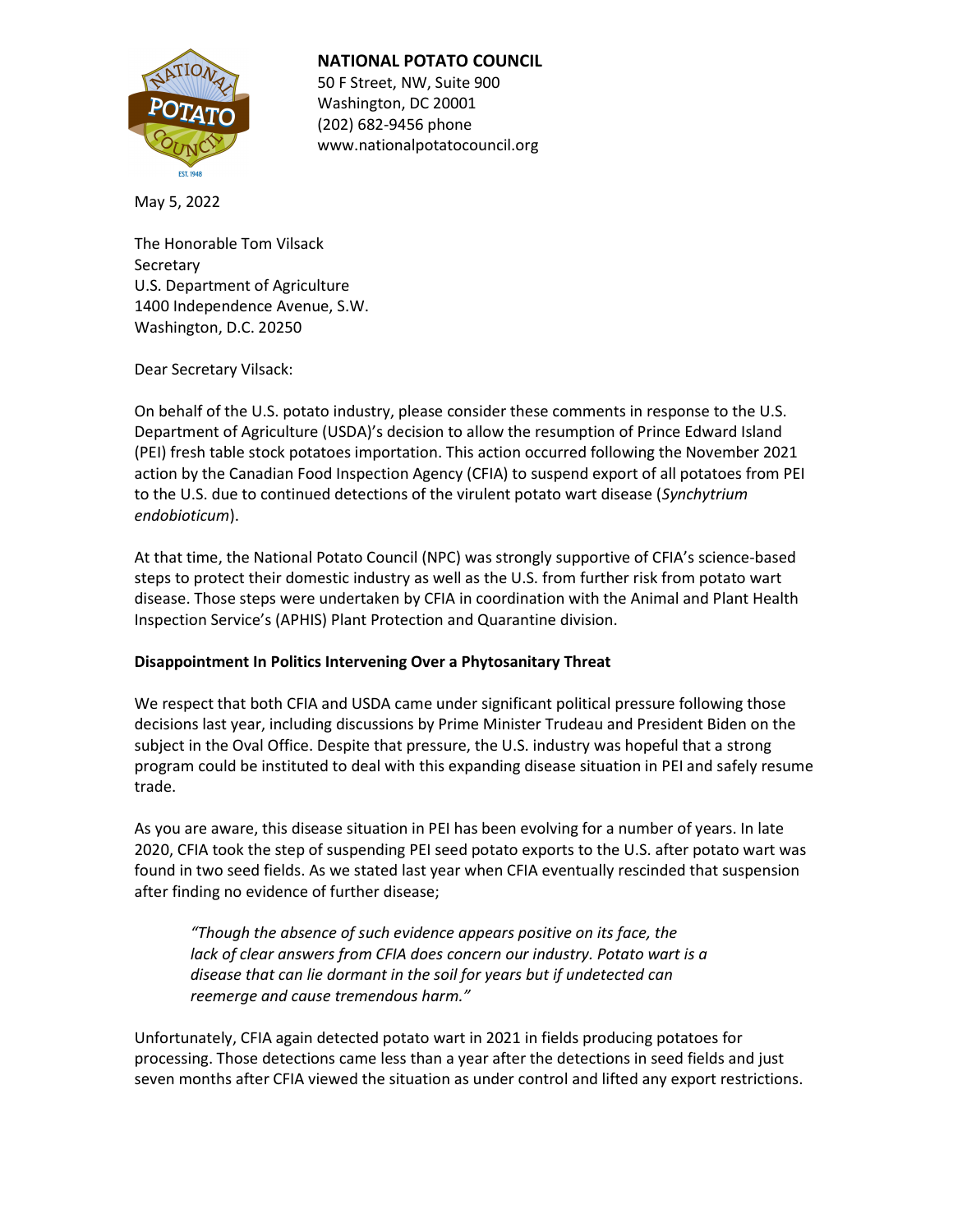**NATIONAL POTATO COUNCIL**
50 F Street, NW, Suite 900
Washington, DC 20001
(202) 682-9456 phone
www.nationalpotatocouncil.org

May 5, 2022

The Honorable Tom Vilsack
Secretary
U.S. Department of Agriculture
1400 Independence Avenue, S.W.
Washington, D.C. 20250

Dear Secretary Vilsack:

On behalf of the U.S. potato industry, please consider these comments in response to the U.S. Department of Agriculture (USDA)'s decision to allow the resumption of Prince Edward Island (PEI) fresh table stock potatoes importation. This action occurred following the November 2021 action by the Canadian Food Inspection Agency (CFIA) to suspend export of all potatoes from PEI to the U.S. due to continued detections of the virulent potato wart disease (*Synchytrium endobioticum*).

At that time, the National Potato Council (NPC) was strongly supportive of CFIA's science-based steps to protect their domestic industry as well as the U.S. from further risk from potato wart disease. Those steps were undertaken by CFIA in coordination with the Animal and Plant Health Inspection Service's (APHIS) Plant Protection and Quarantine division.

**Disappointment In Politics Intervening Over a Phytosanitary Threat**

We respect that both CFIA and USDA came under significant political pressure following those decisions last year, including discussions by Prime Minister Trudeau and President Biden on the subject in the Oval Office. Despite that pressure, the U.S. industry was hopeful that a strong program could be instituted to deal with this expanding disease situation in PEI and safely resume trade.

As you are aware, this disease situation in PEI has been evolving for a number of years. In late 2020, CFIA took the step of suspending PEI seed potato exports to the U.S. after potato wart was found in two seed fields. As we stated last year when CFIA eventually rescinded that suspension after finding no evidence of further disease;

> *"Though the absence of such evidence appears positive on its face, the lack of clear answers from CFIA does concern our industry. Potato wart is a disease that can lie dormant in the soil for years but if undetected can reemerge and cause tremendous harm."*

Unfortunately, CFIA again detected potato wart in 2021 in fields producing potatoes for processing. Those detections came less than a year after the detections in seed fields and just seven months after CFIA viewed the situation as under control and lifted any export restrictions.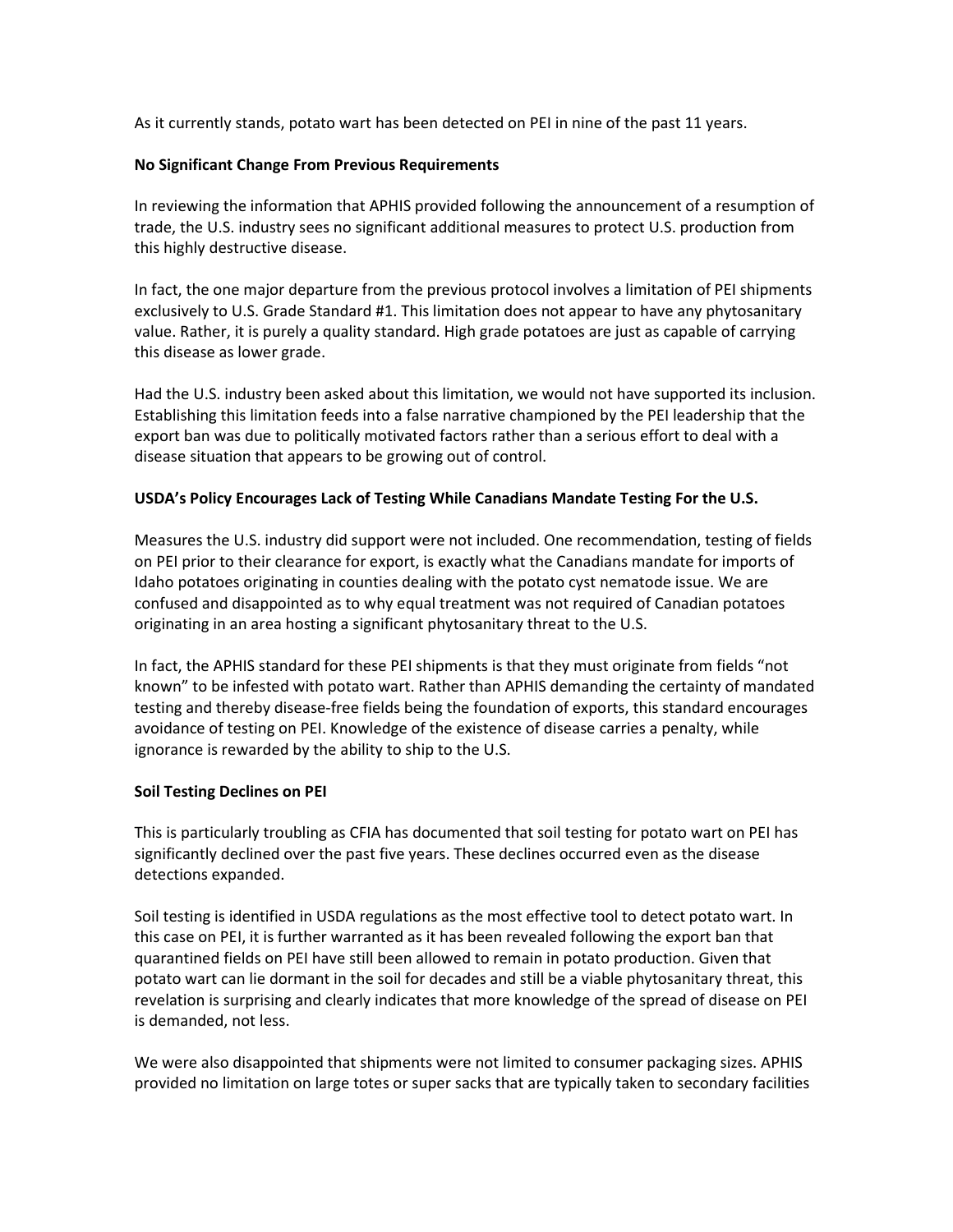As it currently stands, potato wart has been detected on PEI in nine of the past 11 years.

**No Significant Change From Previous Requirements**

In reviewing the information that APHIS provided following the announcement of a resumption of trade, the U.S. industry sees no significant additional measures to protect U.S. production from this highly destructive disease.

In fact, the one major departure from the previous protocol involves a limitation of PEI shipments exclusively to U.S. Grade Standard #1. This limitation does not appear to have any phytosanitary value. Rather, it is purely a quality standard. High grade potatoes are just as capable of carrying this disease as lower grade.

Had the U.S. industry been asked about this limitation, we would not have supported its inclusion. Establishing this limitation feeds into a false narrative championed by the PEI leadership that the export ban was due to politically motivated factors rather than a serious effort to deal with a disease situation that appears to be growing out of control.

**USDA's Policy Encourages Lack of Testing While Canadians Mandate Testing For the U.S.**

Measures the U.S. industry did support were not included. One recommendation, testing of fields on PEI prior to their clearance for export, is exactly what the Canadians mandate for imports of Idaho potatoes originating in counties dealing with the potato cyst nematode issue. We are confused and disappointed as to why equal treatment was not required of Canadian potatoes originating in an area hosting a significant phytosanitary threat to the U.S.

In fact, the APHIS standard for these PEI shipments is that they must originate from fields "not known" to be infested with potato wart. Rather than APHIS demanding the certainty of mandated testing and thereby disease-free fields being the foundation of exports, this standard encourages avoidance of testing on PEI. Knowledge of the existence of disease carries a penalty, while ignorance is rewarded by the ability to ship to the U.S.

**Soil Testing Declines on PEI**

This is particularly troubling as CFIA has documented that soil testing for potato wart on PEI has significantly declined over the past five years. These declines occurred even as the disease detections expanded.

Soil testing is identified in USDA regulations as the most effective tool to detect potato wart. In this case on PEI, it is further warranted as it has been revealed following the export ban that quarantined fields on PEI have still been allowed to remain in potato production. Given that potato wart can lie dormant in the soil for decades and still be a viable phytosanitary threat, this revelation is surprising and clearly indicates that more knowledge of the spread of disease on PEI is demanded, not less.

We were also disappointed that shipments were not limited to consumer packaging sizes. APHIS provided no limitation on large totes or super sacks that are typically taken to secondary facilities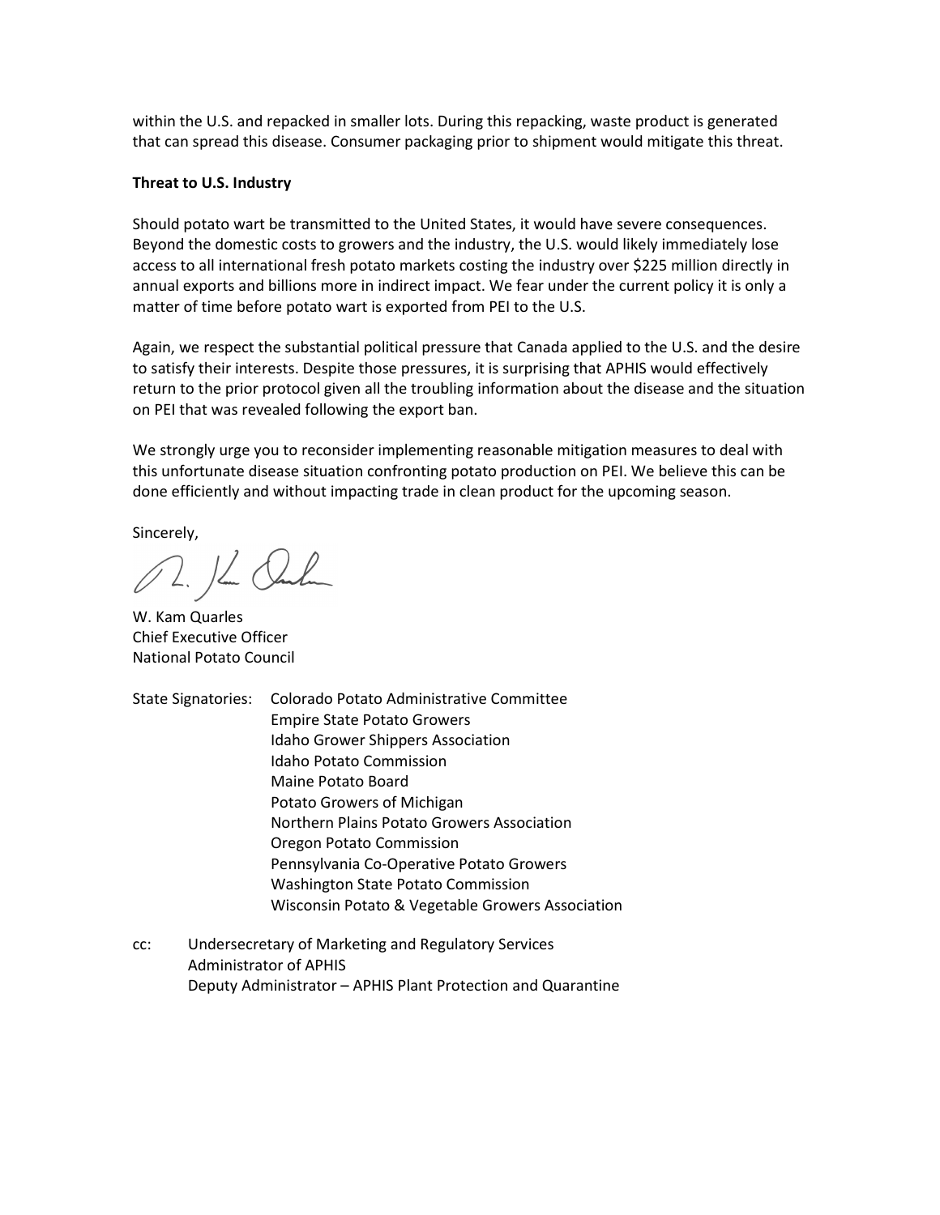within the U.S. and repacked in smaller lots. During this repacking, waste product is generated that can spread this disease. Consumer packaging prior to shipment would mitigate this threat.

**Threat to U.S. Industry**

Should potato wart be transmitted to the United States, it would have severe consequences. Beyond the domestic costs to growers and the industry, the U.S. would likely immediately lose access to all international fresh potato markets costing the industry over $225 million directly in annual exports and billions more in indirect impact. We fear under the current policy it is only a matter of time before potato wart is exported from PEI to the U.S.

Again, we respect the substantial political pressure that Canada applied to the U.S. and the desire to satisfy their interests. Despite those pressures, it is surprising that APHIS would effectively return to the prior protocol given all the troubling information about the disease and the situation on PEI that was revealed following the export ban.

We strongly urge you to reconsider implementing reasonable mitigation measures to deal with this unfortunate disease situation confronting potato production on PEI. We believe this can be done efficiently and without impacting trade in clean product for the upcoming season.

Sincerely,

W. Kam Quarles
Chief Executive Officer
National Potato Council

State Signatories:
- Colorado Potato Administrative Committee
- Empire State Potato Growers
- Idaho Grower Shippers Association
- Idaho Potato Commission
- Maine Potato Board
- Potato Growers of Michigan
- Northern Plains Potato Growers Association
- Oregon Potato Commission
- Pennsylvania Co-Operative Potato Growers
- Washington State Potato Commission
- Wisconsin Potato & Vegetable Growers Association

cc:
- Undersecretary of Marketing and Regulatory Services
- Administrator of APHIS
- Deputy Administrator – APHIS Plant Protection and Quarantine